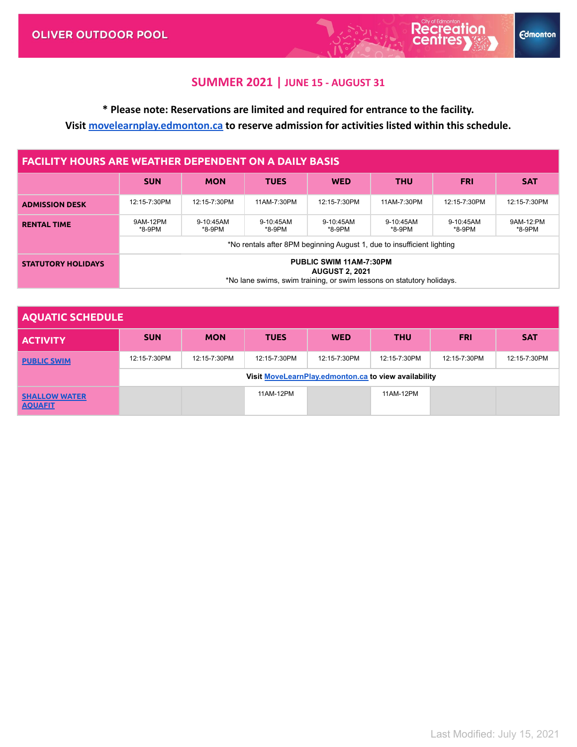# OLIVER OUTDOOR POOL

## SUMMER 2021 | JUNE 15 - AUGUST 31

**\* Please note: Reservations are limited and required for entrance to the facility.**
**Visit [movelearnplay.edmonton.ca](movelearnplay.edmonton.ca) to reserve admission for activities listed within this schedule.**

| FACILITY HOURS ARE WEATHER DEPENDENT ON A DAILY BASIS | | | | | | | |
|---|---|---|---|---|---|---|---|
| | **SUN** | **MON** | **TUES** | **WED** | **THU** | **FRI** | **SAT** |
| **ADMISSION DESK** | 12:15-7:30PM | 12:15-7:30PM | 11AM-7:30PM | 12:15-7:30PM | 11AM-7:30PM | 12:15-7:30PM | 12:15-7:30PM |
| **RENTAL TIME** | 9AM-12PM *8-9PM | 9-10:45AM *8-9PM | 9-10:45AM *8-9PM | 9-10:45AM *8-9PM | 9-10:45AM *8-9PM | 9-10:45AM *8-9PM | 9AM-12:PM *8-9PM |
| | *No rentals after 8PM beginning August 1, due to insufficient lighting | | | | | | |
| **STATUTORY HOLIDAYS** | **PUBLIC SWIM 11AM-7:30PM** **AUGUST 2, 2021** *No lane swims, swim training, or swim lessons on statutory holidays. | | | | | | |

| AQUATIC SCHEDULE | | | | | | | |
|---|---|---|---|---|---|---|---|
| **ACTIVITY** | **SUN** | **MON** | **TUES** | **WED** | **THU** | **FRI** | **SAT** |
| **PUBLIC SWIM** | 12:15-7:30PM | 12:15-7:30PM | 12:15-7:30PM | 12:15-7:30PM | 12:15-7:30PM | 12:15-7:30PM | 12:15-7:30PM |
| | **Visit [MoveLearnPlay.edmonton.ca](MoveLearnPlay.edmonton.ca) to view availability** | | | | | | |
| **SHALLOW WATER AQUAFIT** | | | 11AM-12PM | | 11AM-12PM | | |

Last Modified: July 15, 2021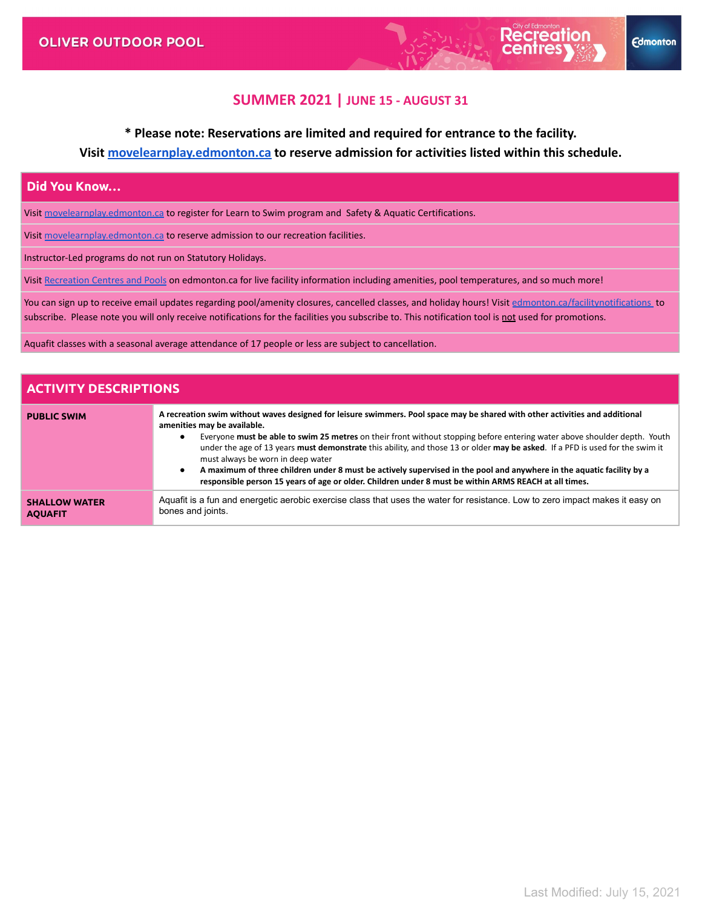# OLIVER OUTDOOR POOL

## SUMMER 2021 | JUNE 15 - AUGUST 31

**\* Please note: Reservations are limited and required for entrance to the facility.**
**Visit [movelearnplay.edmonton.ca](movelearnplay.edmonton.ca) to reserve admission for activities listed within this schedule.**

| Did You Know... |
|---|
| Visit movelearnplay.edmonton.ca to register for Learn to Swim program and Safety & Aquatic Certifications. |
| Visit movelearnplay.edmonton.ca to reserve admission to our recreation facilities. |
| Instructor-Led programs do not run on Statutory Holidays. |
| Visit Recreation Centres and Pools on edmonton.ca for live facility information including amenities, pool temperatures, and so much more! |
| You can sign up to receive email updates regarding pool/amenity closures, cancelled classes, and holiday hours! Visit edmonton.ca/facilitynotifications to subscribe. Please note you will only receive notifications for the facilities you subscribe to. This notification tool is not used for promotions. |
| Aquafit classes with a seasonal average attendance of 17 people or less are subject to cancellation. |

| ACTIVITY DESCRIPTIONS | |
|---|---|
| **PUBLIC SWIM** | **A recreation swim without waves designed for leisure swimmers. Pool space may be shared with other activities and additional amenities may be available.** <br>• Everyone **must be able to swim 25 metres** on their front without stopping before entering water above shoulder depth. Youth under the age of 13 years **must demonstrate** this ability, and those 13 or older **may be asked**. If a PFD is used for the swim it must always be worn in deep water <br>• **A maximum of three children under 8 must be actively supervised in the pool and anywhere in the aquatic facility by a responsible person 15 years of age or older. Children under 8 must be within ARMS REACH at all times.** |
| **SHALLOW WATER AQUAFIT** | Aquafit is a fun and energetic aerobic exercise class that uses the water for resistance. Low to zero impact makes it easy on bones and joints. |

Last Modified: July 15, 2021